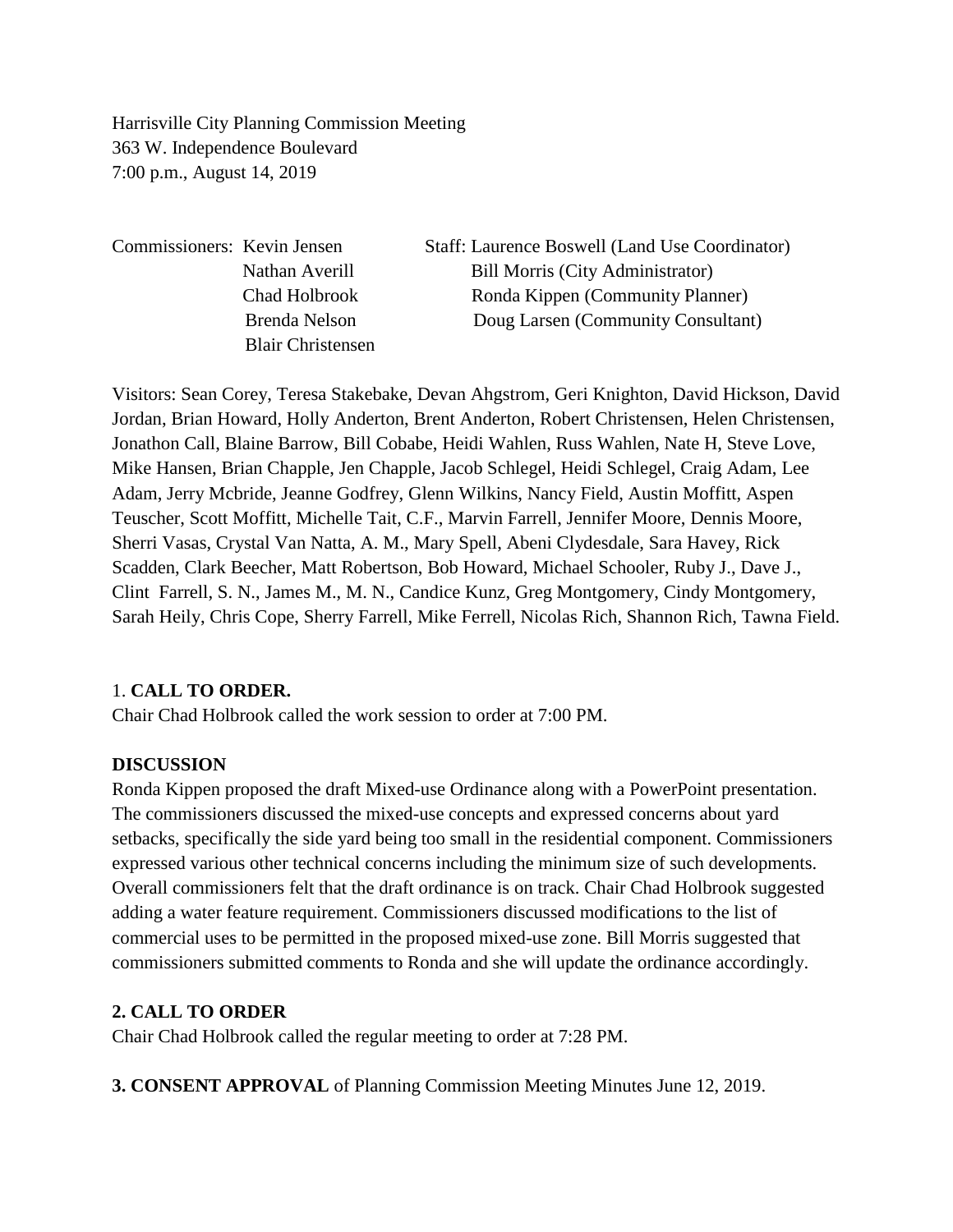Harrisville City Planning Commission Meeting
363 W. Independence Boulevard
7:00 p.m., August 14, 2019

Commissioners: Kevin Jensen
Nathan Averill
Chad Holbrook
Brenda Nelson
Blair Christensen

Staff: Laurence Boswell (Land Use Coordinator)
Bill Morris (City Administrator)
Ronda Kippen (Community Planner)
Doug Larsen (Community Consultant)

Visitors: Sean Corey, Teresa Stakebake, Devan Ahgstrom, Geri Knighton, David Hickson, David Jordan, Brian Howard, Holly Anderton, Brent Anderton, Robert Christensen, Helen Christensen, Jonathon Call, Blaine Barrow, Bill Cobabe, Heidi Wahlen, Russ Wahlen, Nate H, Steve Love, Mike Hansen, Brian Chapple, Jen Chapple, Jacob Schlegel, Heidi Schlegel, Craig Adam, Lee Adam, Jerry Mcbride, Jeanne Godfrey, Glenn Wilkins, Nancy Field, Austin Moffitt, Aspen Teuscher, Scott Moffitt, Michelle Tait, C.F., Marvin Farrell, Jennifer Moore, Dennis Moore, Sherri Vasas, Crystal Van Natta, A. M., Mary Spell, Abeni Clydesdale, Sara Havey, Rick Scadden, Clark Beecher, Matt Robertson, Bob Howard, Michael Schooler, Ruby J., Dave J., Clint Farrell, S. N., James M., M. N., Candice Kunz, Greg Montgomery, Cindy Montgomery, Sarah Heily, Chris Cope, Sherry Farrell, Mike Ferrell, Nicolas Rich, Shannon Rich, Tawna Field.

1. **CALL TO ORDER.**
Chair Chad Holbrook called the work session to order at 7:00 PM.

**DISCUSSION**
Ronda Kippen proposed the draft Mixed-use Ordinance along with a PowerPoint presentation. The commissioners discussed the mixed-use concepts and expressed concerns about yard setbacks, specifically the side yard being too small in the residential component. Commissioners expressed various other technical concerns including the minimum size of such developments. Overall commissioners felt that the draft ordinance is on track. Chair Chad Holbrook suggested adding a water feature requirement. Commissioners discussed modifications to the list of commercial uses to be permitted in the proposed mixed-use zone. Bill Morris suggested that commissioners submitted comments to Ronda and she will update the ordinance accordingly.

**2. CALL TO ORDER**
Chair Chad Holbrook called the regular meeting to order at 7:28 PM.

**3. CONSENT APPROVAL** of Planning Commission Meeting Minutes June 12, 2019.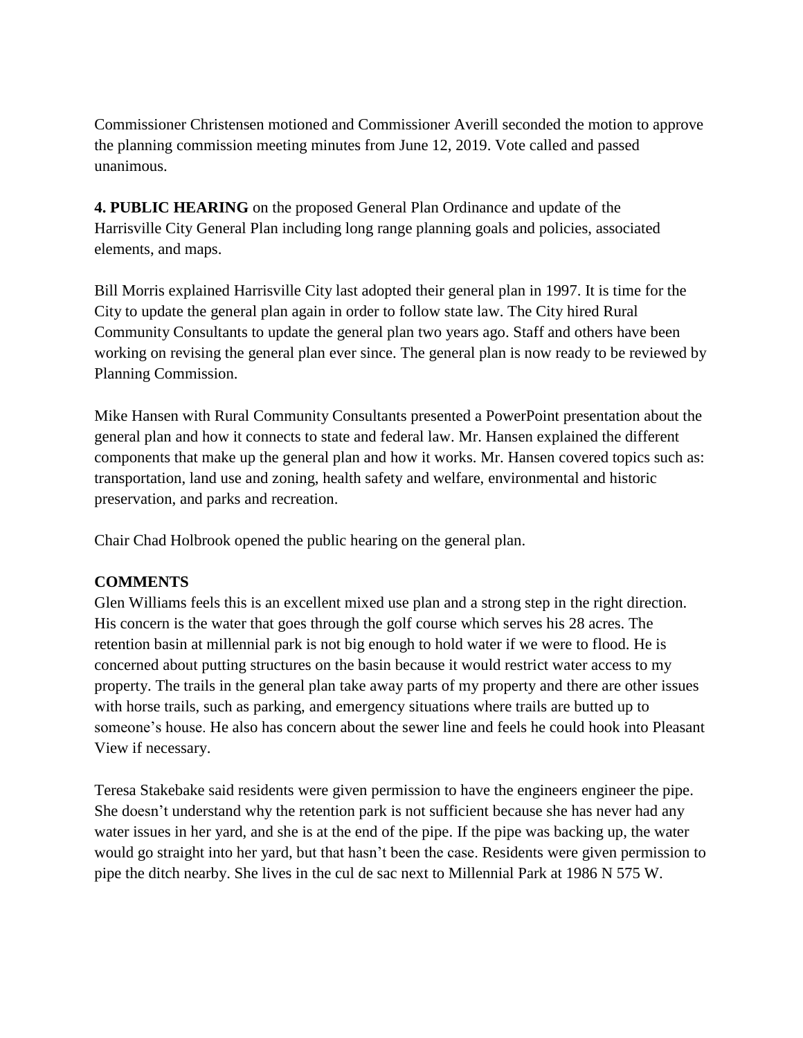Commissioner Christensen motioned and Commissioner Averill seconded the motion to approve the planning commission meeting minutes from June 12, 2019. Vote called and passed unanimous.

**4. PUBLIC HEARING** on the proposed General Plan Ordinance and update of the Harrisville City General Plan including long range planning goals and policies, associated elements, and maps.

Bill Morris explained Harrisville City last adopted their general plan in 1997. It is time for the City to update the general plan again in order to follow state law. The City hired Rural Community Consultants to update the general plan two years ago. Staff and others have been working on revising the general plan ever since. The general plan is now ready to be reviewed by Planning Commission.

Mike Hansen with Rural Community Consultants presented a PowerPoint presentation about the general plan and how it connects to state and federal law. Mr. Hansen explained the different components that make up the general plan and how it works. Mr. Hansen covered topics such as: transportation, land use and zoning, health safety and welfare, environmental and historic preservation, and parks and recreation.

Chair Chad Holbrook opened the public hearing on the general plan.

**COMMENTS**

Glen Williams feels this is an excellent mixed use plan and a strong step in the right direction. His concern is the water that goes through the golf course which serves his 28 acres. The retention basin at millennial park is not big enough to hold water if we were to flood. He is concerned about putting structures on the basin because it would restrict water access to my property. The trails in the general plan take away parts of my property and there are other issues with horse trails, such as parking, and emergency situations where trails are butted up to someone's house. He also has concern about the sewer line and feels he could hook into Pleasant View if necessary.

Teresa Stakebake said residents were given permission to have the engineers engineer the pipe. She doesn't understand why the retention park is not sufficient because she has never had any water issues in her yard, and she is at the end of the pipe. If the pipe was backing up, the water would go straight into her yard, but that hasn't been the case. Residents were given permission to pipe the ditch nearby. She lives in the cul de sac next to Millennial Park at 1986 N 575 W.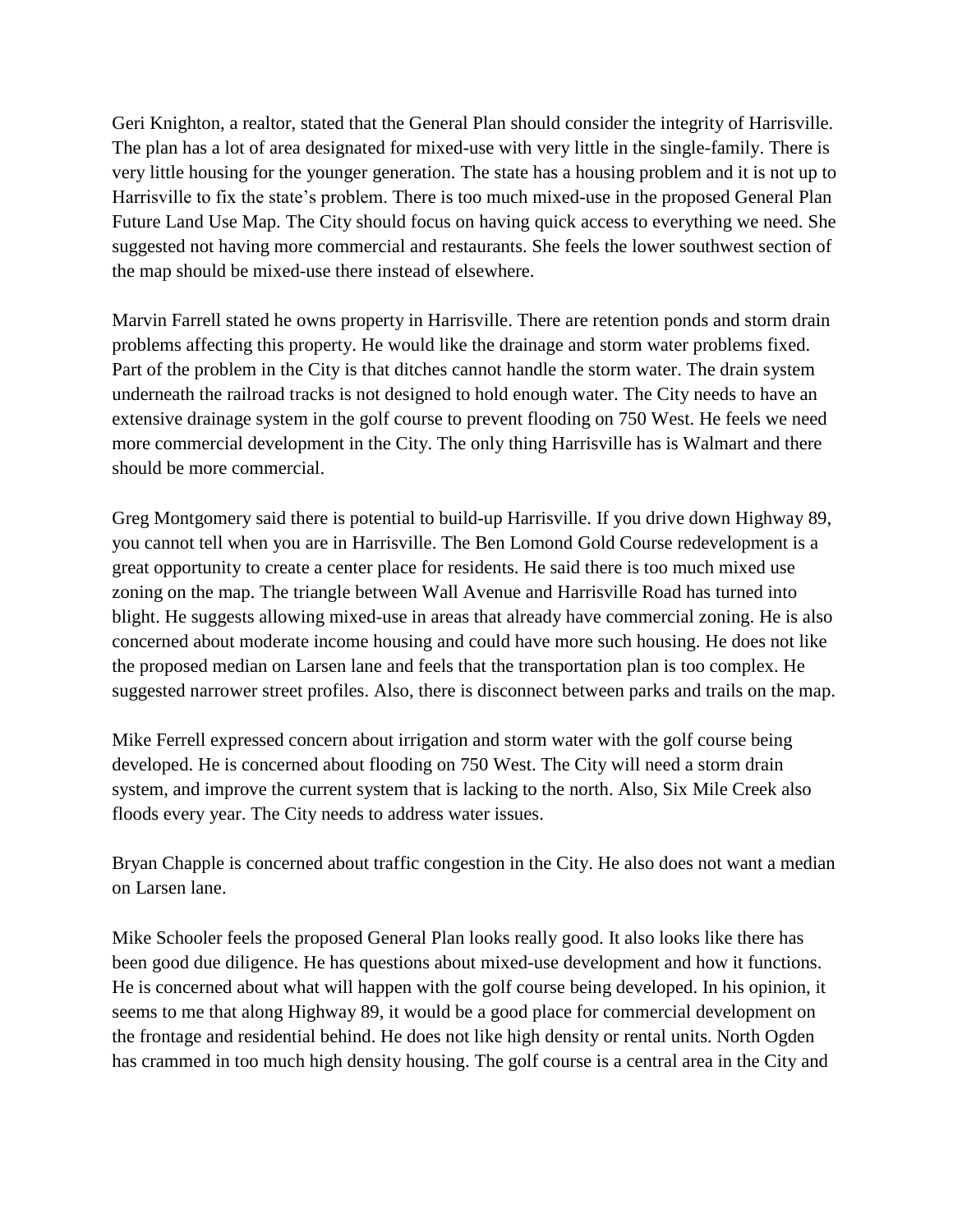Geri Knighton, a realtor, stated that the General Plan should consider the integrity of Harrisville. The plan has a lot of area designated for mixed-use with very little in the single-family. There is very little housing for the younger generation. The state has a housing problem and it is not up to Harrisville to fix the state's problem. There is too much mixed-use in the proposed General Plan Future Land Use Map. The City should focus on having quick access to everything we need. She suggested not having more commercial and restaurants. She feels the lower southwest section of the map should be mixed-use there instead of elsewhere.

Marvin Farrell stated he owns property in Harrisville. There are retention ponds and storm drain problems affecting this property. He would like the drainage and storm water problems fixed. Part of the problem in the City is that ditches cannot handle the storm water. The drain system underneath the railroad tracks is not designed to hold enough water. The City needs to have an extensive drainage system in the golf course to prevent flooding on 750 West. He feels we need more commercial development in the City. The only thing Harrisville has is Walmart and there should be more commercial.

Greg Montgomery said there is potential to build-up Harrisville. If you drive down Highway 89, you cannot tell when you are in Harrisville. The Ben Lomond Gold Course redevelopment is a great opportunity to create a center place for residents. He said there is too much mixed use zoning on the map. The triangle between Wall Avenue and Harrisville Road has turned into blight. He suggests allowing mixed-use in areas that already have commercial zoning. He is also concerned about moderate income housing and could have more such housing. He does not like the proposed median on Larsen lane and feels that the transportation plan is too complex. He suggested narrower street profiles. Also, there is disconnect between parks and trails on the map.

Mike Ferrell expressed concern about irrigation and storm water with the golf course being developed. He is concerned about flooding on 750 West. The City will need a storm drain system, and improve the current system that is lacking to the north. Also, Six Mile Creek also floods every year. The City needs to address water issues.

Bryan Chapple is concerned about traffic congestion in the City. He also does not want a median on Larsen lane.

Mike Schooler feels the proposed General Plan looks really good. It also looks like there has been good due diligence. He has questions about mixed-use development and how it functions. He is concerned about what will happen with the golf course being developed. In his opinion, it seems to me that along Highway 89, it would be a good place for commercial development on the frontage and residential behind. He does not like high density or rental units. North Ogden has crammed in too much high density housing. The golf course is a central area in the City and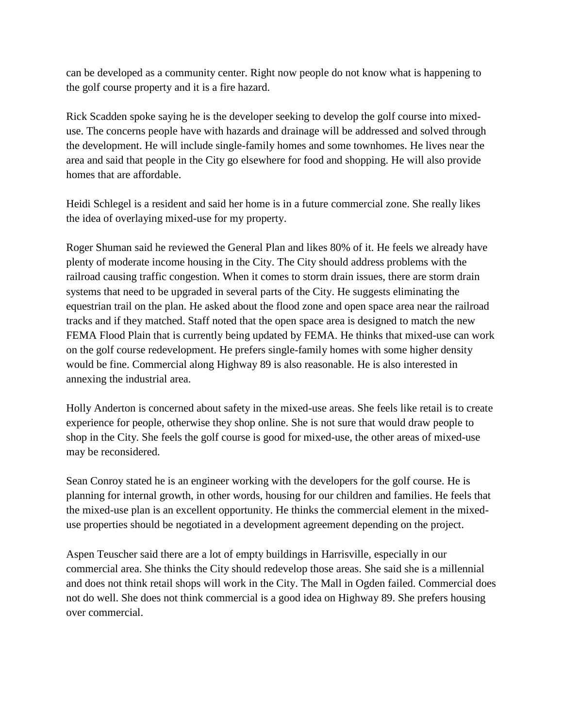can be developed as a community center. Right now people do not know what is happening to the golf course property and it is a fire hazard.

Rick Scadden spoke saying he is the developer seeking to develop the golf course into mixed-use. The concerns people have with hazards and drainage will be addressed and solved through the development. He will include single-family homes and some townhomes. He lives near the area and said that people in the City go elsewhere for food and shopping. He will also provide homes that are affordable.

Heidi Schlegel is a resident and said her home is in a future commercial zone. She really likes the idea of overlaying mixed-use for my property.

Roger Shuman said he reviewed the General Plan and likes 80% of it. He feels we already have plenty of moderate income housing in the City. The City should address problems with the railroad causing traffic congestion. When it comes to storm drain issues, there are storm drain systems that need to be upgraded in several parts of the City. He suggests eliminating the equestrian trail on the plan. He asked about the flood zone and open space area near the railroad tracks and if they matched. Staff noted that the open space area is designed to match the new FEMA Flood Plain that is currently being updated by FEMA. He thinks that mixed-use can work on the golf course redevelopment. He prefers single-family homes with some higher density would be fine. Commercial along Highway 89 is also reasonable. He is also interested in annexing the industrial area.

Holly Anderton is concerned about safety in the mixed-use areas. She feels like retail is to create experience for people, otherwise they shop online. She is not sure that would draw people to shop in the City. She feels the golf course is good for mixed-use, the other areas of mixed-use may be reconsidered.

Sean Conroy stated he is an engineer working with the developers for the golf course. He is planning for internal growth, in other words, housing for our children and families. He feels that the mixed-use plan is an excellent opportunity. He thinks the commercial element in the mixed-use properties should be negotiated in a development agreement depending on the project.

Aspen Teuscher said there are a lot of empty buildings in Harrisville, especially in our commercial area. She thinks the City should redevelop those areas. She said she is a millennial and does not think retail shops will work in the City. The Mall in Ogden failed. Commercial does not do well. She does not think commercial is a good idea on Highway 89. She prefers housing over commercial.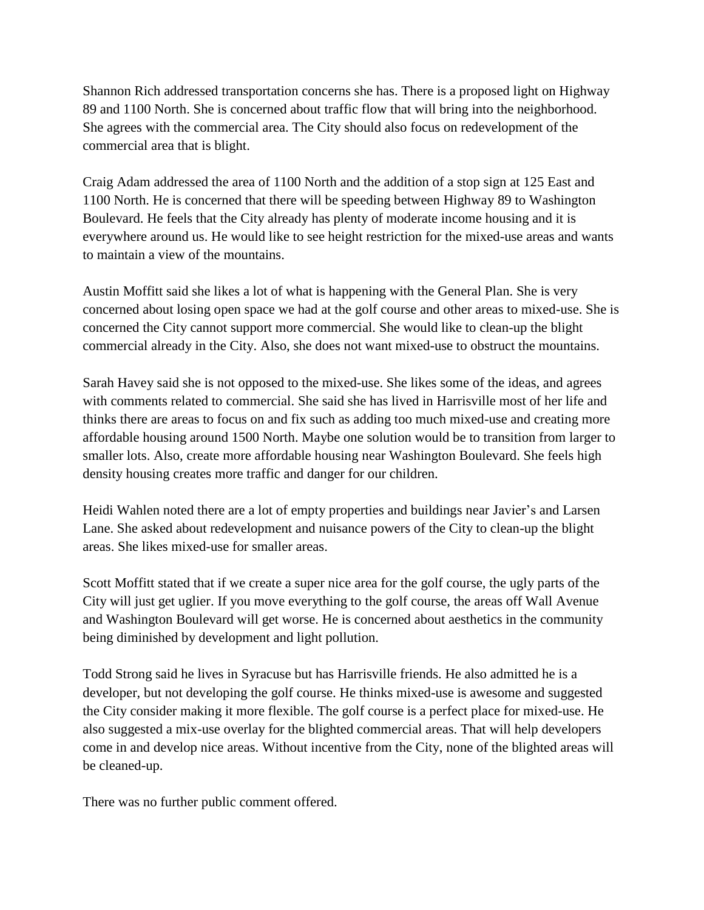Shannon Rich addressed transportation concerns she has. There is a proposed light on Highway 89 and 1100 North. She is concerned about traffic flow that will bring into the neighborhood. She agrees with the commercial area. The City should also focus on redevelopment of the commercial area that is blight.

Craig Adam addressed the area of 1100 North and the addition of a stop sign at 125 East and 1100 North. He is concerned that there will be speeding between Highway 89 to Washington Boulevard. He feels that the City already has plenty of moderate income housing and it is everywhere around us. He would like to see height restriction for the mixed-use areas and wants to maintain a view of the mountains.

Austin Moffitt said she likes a lot of what is happening with the General Plan. She is very concerned about losing open space we had at the golf course and other areas to mixed-use. She is concerned the City cannot support more commercial. She would like to clean-up the blight commercial already in the City. Also, she does not want mixed-use to obstruct the mountains.

Sarah Havey said she is not opposed to the mixed-use. She likes some of the ideas, and agrees with comments related to commercial. She said she has lived in Harrisville most of her life and thinks there are areas to focus on and fix such as adding too much mixed-use and creating more affordable housing around 1500 North. Maybe one solution would be to transition from larger to smaller lots. Also, create more affordable housing near Washington Boulevard. She feels high density housing creates more traffic and danger for our children.

Heidi Wahlen noted there are a lot of empty properties and buildings near Javier's and Larsen Lane. She asked about redevelopment and nuisance powers of the City to clean-up the blight areas. She likes mixed-use for smaller areas.

Scott Moffitt stated that if we create a super nice area for the golf course, the ugly parts of the City will just get uglier. If you move everything to the golf course, the areas off Wall Avenue and Washington Boulevard will get worse. He is concerned about aesthetics in the community being diminished by development and light pollution.

Todd Strong said he lives in Syracuse but has Harrisville friends. He also admitted he is a developer, but not developing the golf course. He thinks mixed-use is awesome and suggested the City consider making it more flexible. The golf course is a perfect place for mixed-use. He also suggested a mix-use overlay for the blighted commercial areas. That will help developers come in and develop nice areas. Without incentive from the City, none of the blighted areas will be cleaned-up.

There was no further public comment offered.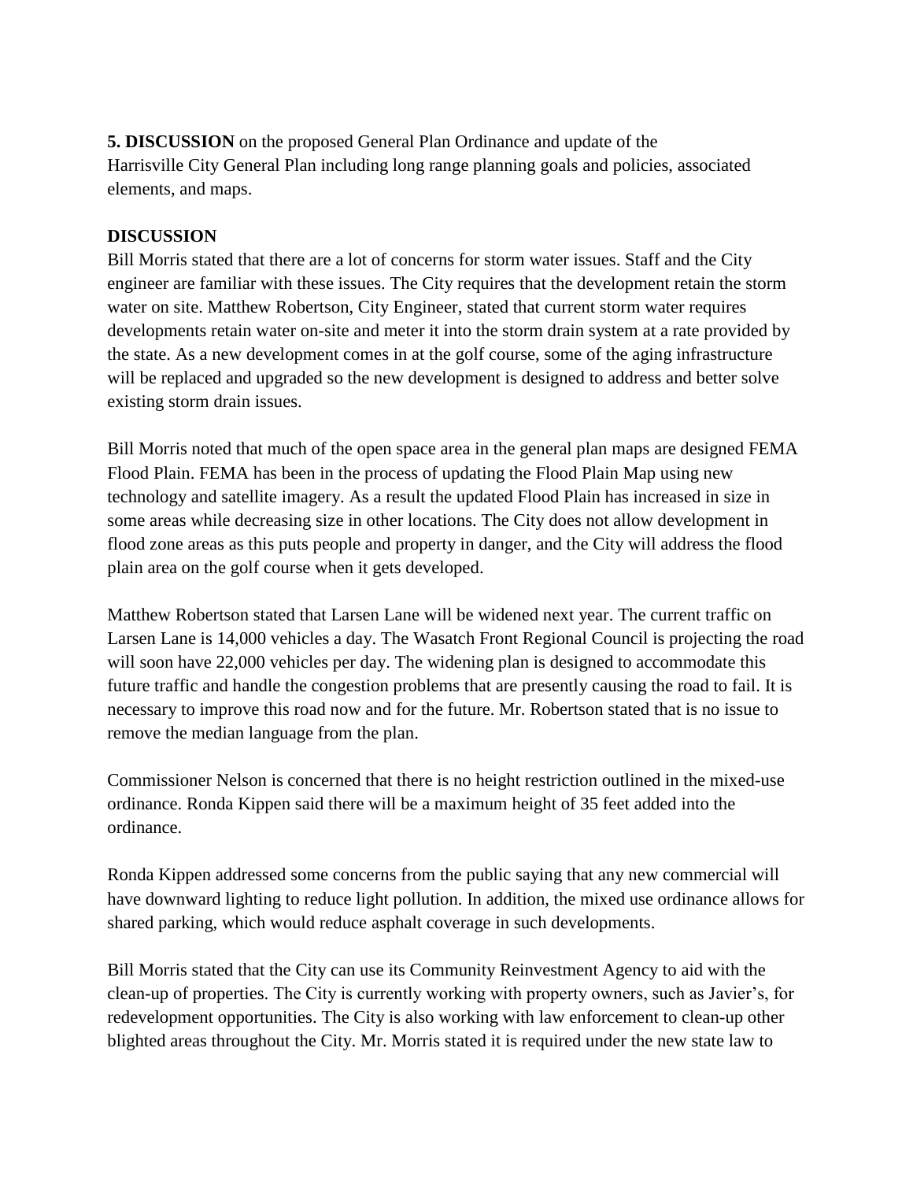**5. DISCUSSION** on the proposed General Plan Ordinance and update of the Harrisville City General Plan including long range planning goals and policies, associated elements, and maps.

**DISCUSSION**

Bill Morris stated that there are a lot of concerns for storm water issues. Staff and the City engineer are familiar with these issues. The City requires that the development retain the storm water on site. Matthew Robertson, City Engineer, stated that current storm water requires developments retain water on-site and meter it into the storm drain system at a rate provided by the state. As a new development comes in at the golf course, some of the aging infrastructure will be replaced and upgraded so the new development is designed to address and better solve existing storm drain issues.

Bill Morris noted that much of the open space area in the general plan maps are designed FEMA Flood Plain. FEMA has been in the process of updating the Flood Plain Map using new technology and satellite imagery. As a result the updated Flood Plain has increased in size in some areas while decreasing size in other locations. The City does not allow development in flood zone areas as this puts people and property in danger, and the City will address the flood plain area on the golf course when it gets developed.

Matthew Robertson stated that Larsen Lane will be widened next year. The current traffic on Larsen Lane is 14,000 vehicles a day. The Wasatch Front Regional Council is projecting the road will soon have 22,000 vehicles per day. The widening plan is designed to accommodate this future traffic and handle the congestion problems that are presently causing the road to fail. It is necessary to improve this road now and for the future. Mr. Robertson stated that is no issue to remove the median language from the plan.

Commissioner Nelson is concerned that there is no height restriction outlined in the mixed-use ordinance. Ronda Kippen said there will be a maximum height of 35 feet added into the ordinance.

Ronda Kippen addressed some concerns from the public saying that any new commercial will have downward lighting to reduce light pollution. In addition, the mixed use ordinance allows for shared parking, which would reduce asphalt coverage in such developments.

Bill Morris stated that the City can use its Community Reinvestment Agency to aid with the clean-up of properties. The City is currently working with property owners, such as Javier's, for redevelopment opportunities. The City is also working with law enforcement to clean-up other blighted areas throughout the City. Mr. Morris stated it is required under the new state law to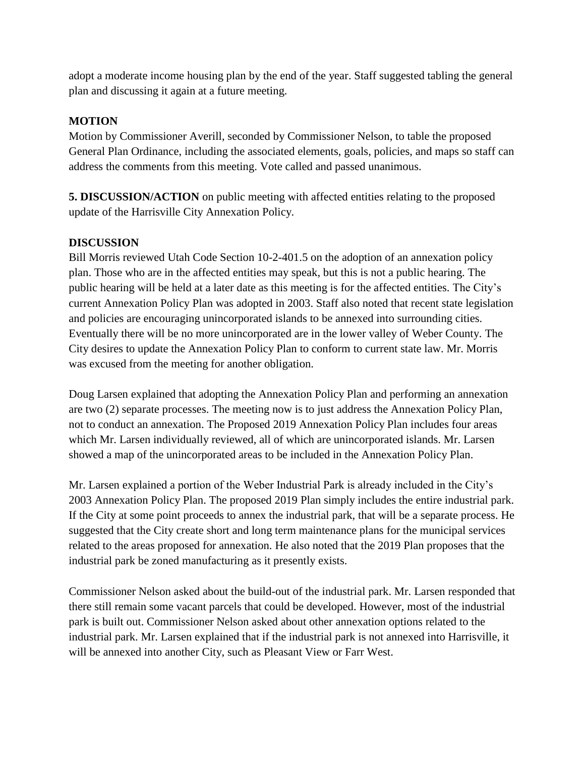adopt a moderate income housing plan by the end of the year. Staff suggested tabling the general plan and discussing it again at a future meeting.

**MOTION**

Motion by Commissioner Averill, seconded by Commissioner Nelson, to table the proposed General Plan Ordinance, including the associated elements, goals, policies, and maps so staff can address the comments from this meeting. Vote called and passed unanimous.

**5. DISCUSSION/ACTION** on public meeting with affected entities relating to the proposed update of the Harrisville City Annexation Policy.

**DISCUSSION**

Bill Morris reviewed Utah Code Section 10-2-401.5 on the adoption of an annexation policy plan. Those who are in the affected entities may speak, but this is not a public hearing. The public hearing will be held at a later date as this meeting is for the affected entities. The City's current Annexation Policy Plan was adopted in 2003. Staff also noted that recent state legislation and policies are encouraging unincorporated islands to be annexed into surrounding cities. Eventually there will be no more unincorporated are in the lower valley of Weber County. The City desires to update the Annexation Policy Plan to conform to current state law. Mr. Morris was excused from the meeting for another obligation.

Doug Larsen explained that adopting the Annexation Policy Plan and performing an annexation are two (2) separate processes. The meeting now is to just address the Annexation Policy Plan, not to conduct an annexation. The Proposed 2019 Annexation Policy Plan includes four areas which Mr. Larsen individually reviewed, all of which are unincorporated islands. Mr. Larsen showed a map of the unincorporated areas to be included in the Annexation Policy Plan.

Mr. Larsen explained a portion of the Weber Industrial Park is already included in the City's 2003 Annexation Policy Plan. The proposed 2019 Plan simply includes the entire industrial park. If the City at some point proceeds to annex the industrial park, that will be a separate process. He suggested that the City create short and long term maintenance plans for the municipal services related to the areas proposed for annexation. He also noted that the 2019 Plan proposes that the industrial park be zoned manufacturing as it presently exists.

Commissioner Nelson asked about the build-out of the industrial park. Mr. Larsen responded that there still remain some vacant parcels that could be developed. However, most of the industrial park is built out. Commissioner Nelson asked about other annexation options related to the industrial park. Mr. Larsen explained that if the industrial park is not annexed into Harrisville, it will be annexed into another City, such as Pleasant View or Farr West.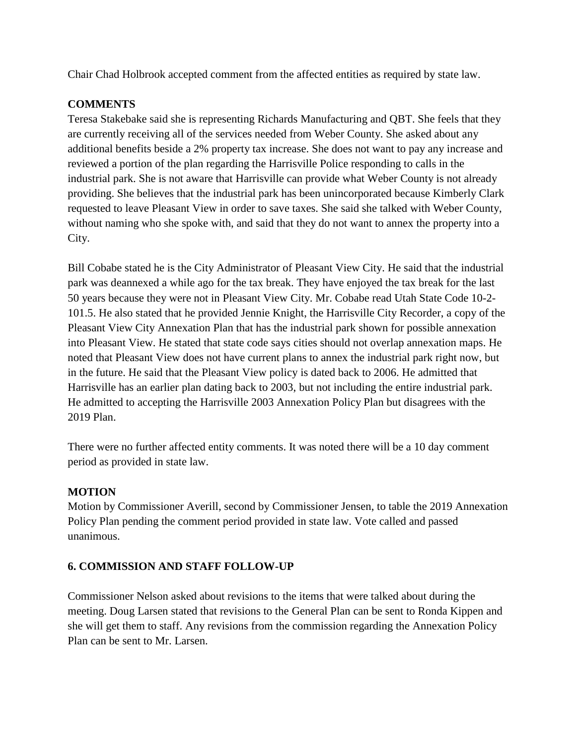Chair Chad Holbrook accepted comment from the affected entities as required by state law.

**COMMENTS**

Teresa Stakebake said she is representing Richards Manufacturing and QBT. She feels that they are currently receiving all of the services needed from Weber County. She asked about any additional benefits beside a 2% property tax increase. She does not want to pay any increase and reviewed a portion of the plan regarding the Harrisville Police responding to calls in the industrial park. She is not aware that Harrisville can provide what Weber County is not already providing. She believes that the industrial park has been unincorporated because Kimberly Clark requested to leave Pleasant View in order to save taxes. She said she talked with Weber County, without naming who she spoke with, and said that they do not want to annex the property into a City.

Bill Cobabe stated he is the City Administrator of Pleasant View City. He said that the industrial park was deannexed a while ago for the tax break. They have enjoyed the tax break for the last 50 years because they were not in Pleasant View City. Mr. Cobabe read Utah State Code 10-2-101.5. He also stated that he provided Jennie Knight, the Harrisville City Recorder, a copy of the Pleasant View City Annexation Plan that has the industrial park shown for possible annexation into Pleasant View. He stated that state code says cities should not overlap annexation maps. He noted that Pleasant View does not have current plans to annex the industrial park right now, but in the future. He said that the Pleasant View policy is dated back to 2006. He admitted that Harrisville has an earlier plan dating back to 2003, but not including the entire industrial park. He admitted to accepting the Harrisville 2003 Annexation Policy Plan but disagrees with the 2019 Plan.

There were no further affected entity comments. It was noted there will be a 10 day comment period as provided in state law.

**MOTION**

Motion by Commissioner Averill, second by Commissioner Jensen, to table the 2019 Annexation Policy Plan pending the comment period provided in state law. Vote called and passed unanimous.

**6. COMMISSION AND STAFF FOLLOW-UP**

Commissioner Nelson asked about revisions to the items that were talked about during the meeting. Doug Larsen stated that revisions to the General Plan can be sent to Ronda Kippen and she will get them to staff. Any revisions from the commission regarding the Annexation Policy Plan can be sent to Mr. Larsen.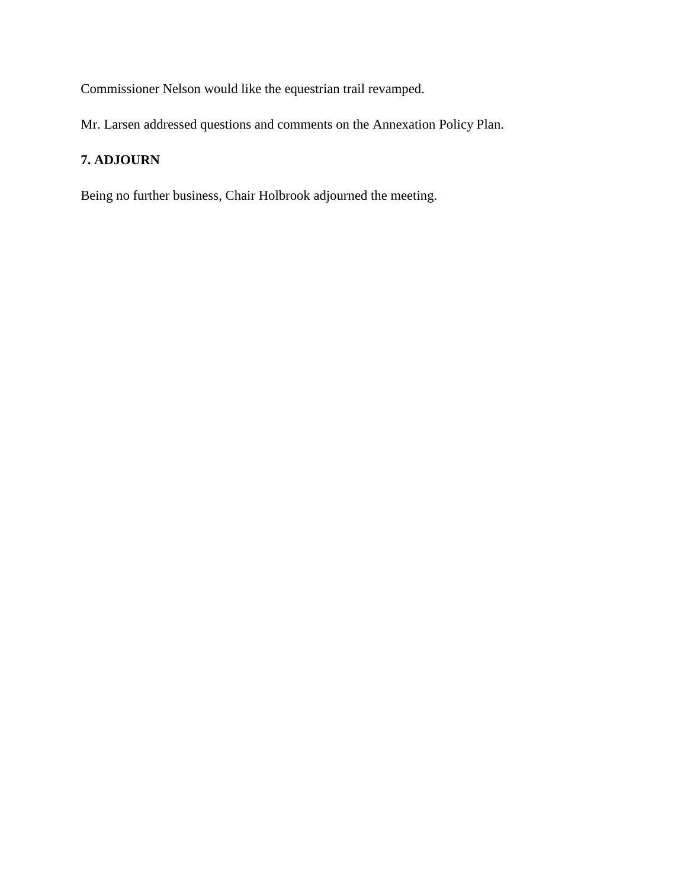Commissioner Nelson would like the equestrian trail revamped.

Mr. Larsen addressed questions and comments on the Annexation Policy Plan.

**7. ADJOURN**

Being no further business, Chair Holbrook adjourned the meeting.